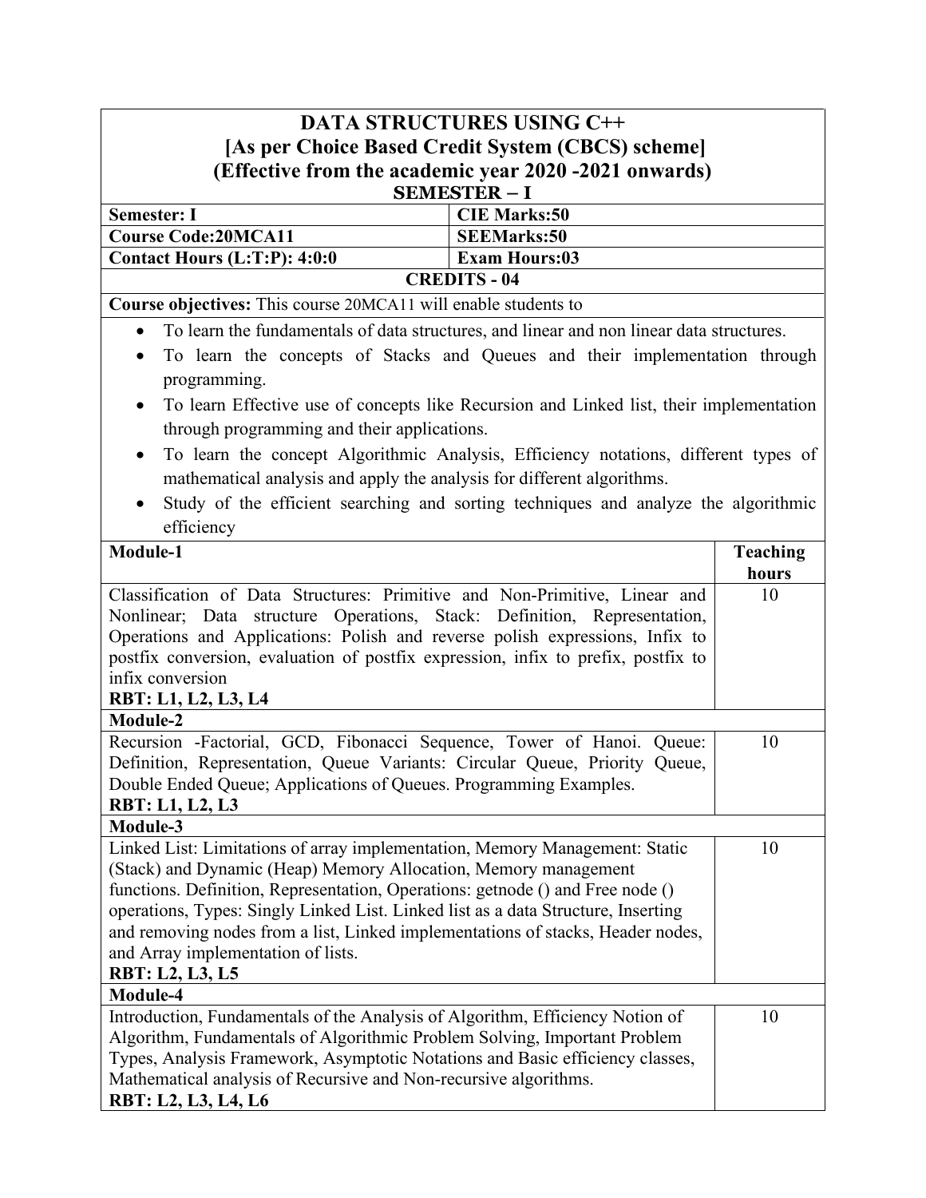# DATA STRUCTURES USING C++
## [As per Choice Based Credit System (CBCS) scheme]
## (Effective from the academic year 2020 -2021 onwards)
### SEMESTER – I

| | |
|---|---|
| **Semester: I** | **CIE Marks:50** |
| **Course Code:20MCA11** | **SEEMarks:50** |
| **Contact Hours (L:T:P): 4:0:0** | **Exam Hours:03** |

**CREDITS - 04**

**Course objectives:** This course 20MCA11 will enable students to

- To learn the fundamentals of data structures, and linear and non linear data structures.
- To learn the concepts of Stacks and Queues and their implementation through programming.
- To learn Effective use of concepts like Recursion and Linked list, their implementation through programming and their applications.
- To learn the concept Algorithmic Analysis, Efficiency notations, different types of mathematical analysis and apply the analysis for different algorithms.
- Study of the efficient searching and sorting techniques and analyze the algorithmic efficiency

| Module-1 | Teaching hours |
|---|---|
| Classification of Data Structures: Primitive and Non-Primitive, Linear and Nonlinear; Data structure Operations, Stack: Definition, Representation, Operations and Applications: Polish and reverse polish expressions, Infix to postfix conversion, evaluation of postfix expression, infix to prefix, postfix to infix conversion<br>**RBT: L1, L2, L3, L4** | 10 |
| **Module-2** | |
| Recursion -Factorial, GCD, Fibonacci Sequence, Tower of Hanoi. Queue: Definition, Representation, Queue Variants: Circular Queue, Priority Queue, Double Ended Queue; Applications of Queues. Programming Examples.<br>**RBT: L1, L2, L3** | 10 |
| **Module-3** | |
| Linked List: Limitations of array implementation, Memory Management: Static (Stack) and Dynamic (Heap) Memory Allocation, Memory management functions. Definition, Representation, Operations: getnode () and Free node () operations, Types: Singly Linked List. Linked list as a data Structure, Inserting and removing nodes from a list, Linked implementations of stacks, Header nodes, and Array implementation of lists.<br>**RBT: L2, L3, L5** | 10 |
| **Module-4** | |
| Introduction, Fundamentals of the Analysis of Algorithm, Efficiency Notion of Algorithm, Fundamentals of Algorithmic Problem Solving, Important Problem Types, Analysis Framework, Asymptotic Notations and Basic efficiency classes, Mathematical analysis of Recursive and Non-recursive algorithms.<br>**RBT: L2, L3, L4, L6** | 10 |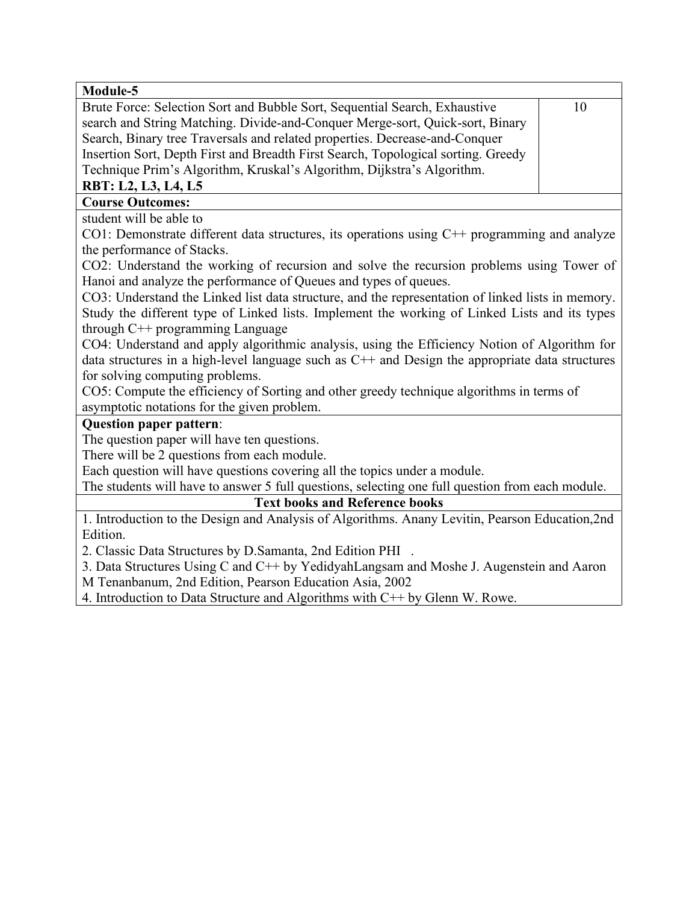| **Module-5** | |
|---|---|
| Brute Force: Selection Sort and Bubble Sort, Sequential Search, Exhaustive search and String Matching. Divide-and-Conquer Merge-sort, Quick-sort, Binary Search, Binary tree Traversals and related properties. Decrease-and-Conquer Insertion Sort, Depth First and Breadth First Search, Topological sorting. Greedy Technique Prim's Algorithm, Kruskal's Algorithm, Dijkstra's Algorithm. **RBT: L2, L3, L4, L5** | 10 |

**Course Outcomes:**

student will be able to

CO1: Demonstrate different data structures, its operations using C++ programming and analyze the performance of Stacks.

CO2: Understand the working of recursion and solve the recursion problems using Tower of Hanoi and analyze the performance of Queues and types of queues.

CO3: Understand the Linked list data structure, and the representation of linked lists in memory. Study the different type of Linked lists. Implement the working of Linked Lists and its types through C++ programming Language

CO4: Understand and apply algorithmic analysis, using the Efficiency Notion of Algorithm for data structures in a high-level language such as C++ and Design the appropriate data structures for solving computing problems.

CO5: Compute the efficiency of Sorting and other greedy technique algorithms in terms of asymptotic notations for the given problem.

**Question paper pattern**:

The question paper will have ten questions.

There will be 2 questions from each module.

Each question will have questions covering all the topics under a module.

The students will have to answer 5 full questions, selecting one full question from each module.

**Text books and Reference books**

1. Introduction to the Design and Analysis of Algorithms. Anany Levitin, Pearson Education,2nd Edition.
2. Classic Data Structures by D.Samanta, 2nd Edition PHI .
3. Data Structures Using C and C++ by YedidyahLangsam and Moshe J. Augenstein and Aaron M Tenanbanum, 2nd Edition, Pearson Education Asia, 2002
4. Introduction to Data Structure and Algorithms with C++ by Glenn W. Rowe.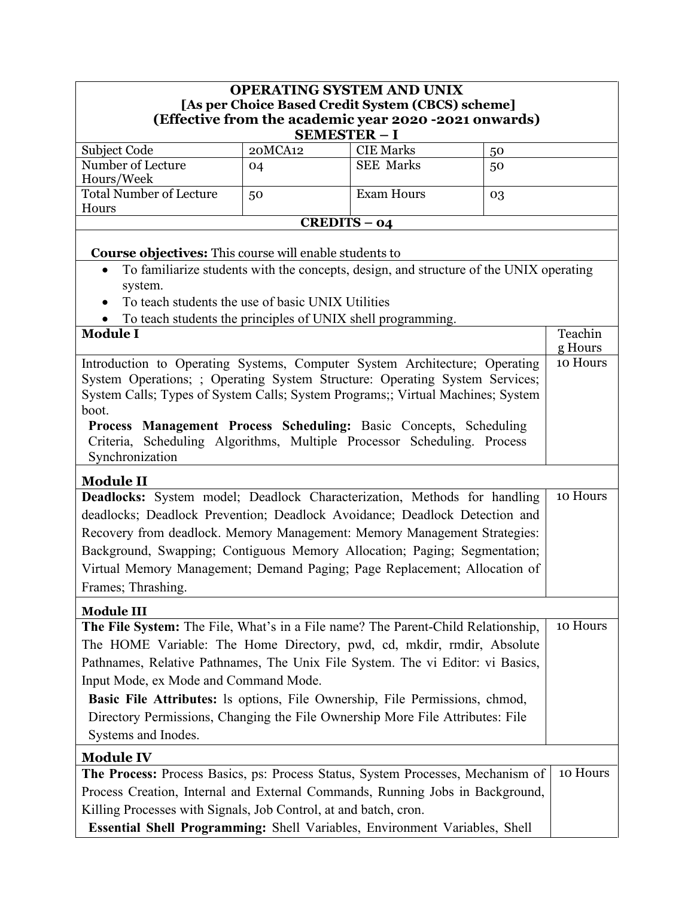# OPERATING SYSTEM AND UNIX

**[As per Choice Based Credit System (CBCS) scheme]**

**(Effective from the academic year 2020 -2021 onwards)**

**SEMESTER – I**

| Subject Code | 20MCA12 | CIE Marks | 50 |
|---|---|---|---|
| Number of Lecture Hours/Week | 04 | SEE Marks | 50 |
| Total Number of Lecture Hours | 50 | Exam Hours | 03 |

**CREDITS – 04**

**Course objectives:** This course will enable students to

- To familiarize students with the concepts, design, and structure of the UNIX operating system.
- To teach students the use of basic UNIX Utilities
- To teach students the principles of UNIX shell programming.

| Module I | Teaching Hours |
|---|---|
| Introduction to Operating Systems, Computer System Architecture; Operating System Operations; ; Operating System Structure: Operating System Services; System Calls; Types of System Calls; System Programs;; Virtual Machines; System boot. **Process Management Process Scheduling:** Basic Concepts, Scheduling Criteria, Scheduling Algorithms, Multiple Processor Scheduling. Process Synchronization | 10 Hours |
| **Module II** | |
| **Deadlocks:** System model; Deadlock Characterization, Methods for handling deadlocks; Deadlock Prevention; Deadlock Avoidance; Deadlock Detection and Recovery from deadlock. Memory Management: Memory Management Strategies: Background, Swapping; Contiguous Memory Allocation; Paging; Segmentation; Virtual Memory Management; Demand Paging; Page Replacement; Allocation of Frames; Thrashing. | 10 Hours |
| **Module III** | |
| **The File System:** The File, What's in a File name? The Parent-Child Relationship, The HOME Variable: The Home Directory, pwd, cd, mkdir, rmdir, Absolute Pathnames, Relative Pathnames, The Unix File System. The vi Editor: vi Basics, Input Mode, ex Mode and Command Mode. **Basic File Attributes:** ls options, File Ownership, File Permissions, chmod, Directory Permissions, Changing the File Ownership More File Attributes: File Systems and Inodes. | 10 Hours |
| **Module IV** | |
| **The Process:** Process Basics, ps: Process Status, System Processes, Mechanism of Process Creation, Internal and External Commands, Running Jobs in Background, Killing Processes with Signals, Job Control, at and batch, cron. **Essential Shell Programming:** Shell Variables, Environment Variables, Shell | 10 Hours |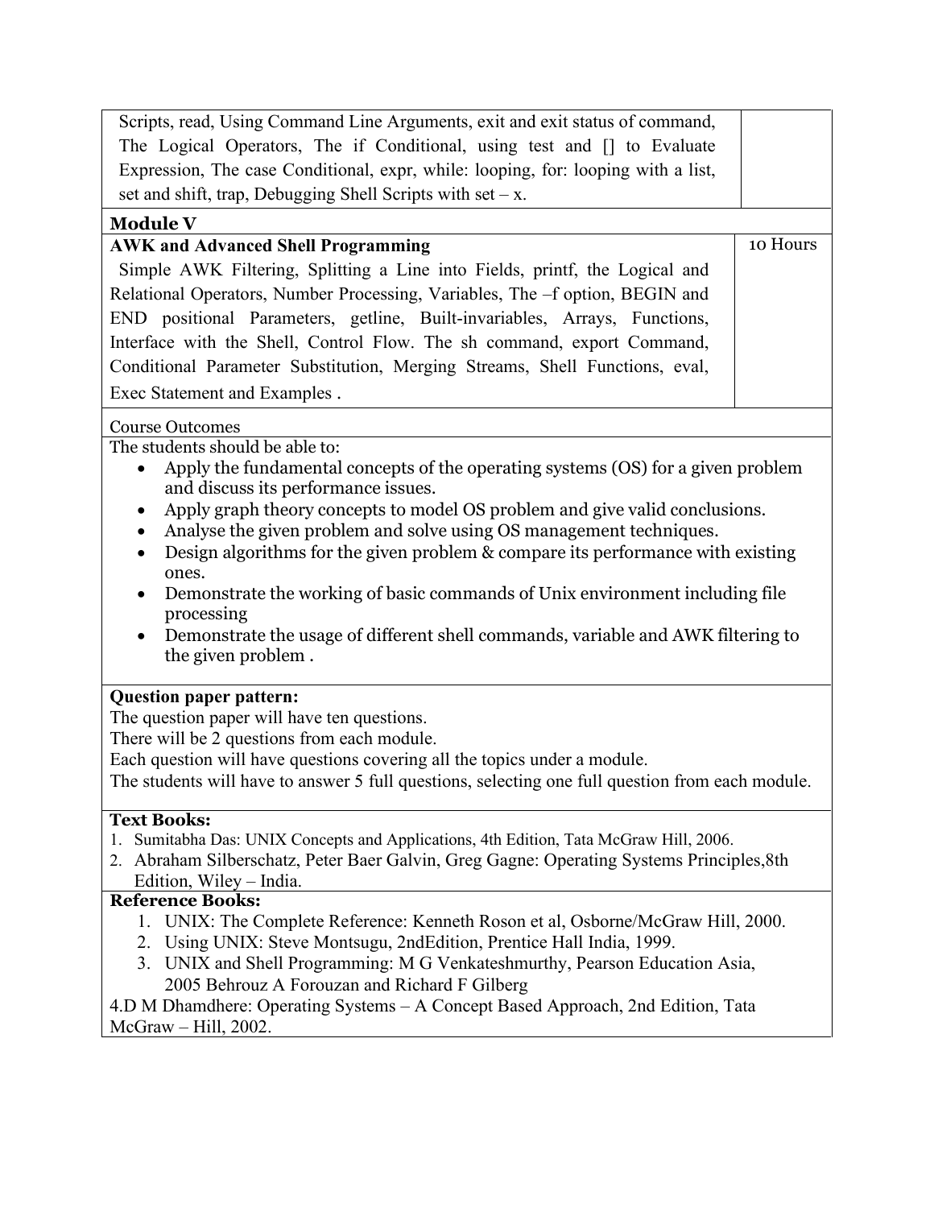| | |
|---|---|
| Scripts, read, Using Command Line Arguments, exit and exit status of command, The Logical Operators, The if Conditional, using test and [] to Evaluate Expression, The case Conditional, expr, while: looping, for: looping with a list, set and shift, trap, Debugging Shell Scripts with set – x. | |
| **Module V** | |
| **AWK and Advanced Shell Programming** Simple AWK Filtering, Splitting a Line into Fields, printf, the Logical and Relational Operators, Number Processing, Variables, The –f option, BEGIN and END positional Parameters, getline, Built-invariables, Arrays, Functions, Interface with the Shell, Control Flow. The sh command, export Command, Conditional Parameter Substitution, Merging Streams, Shell Functions, eval, Exec Statement and Examples . | 10 Hours |

Course Outcomes

The students should be able to:

- Apply the fundamental concepts of the operating systems (OS) for a given problem and discuss its performance issues.
- Apply graph theory concepts to model OS problem and give valid conclusions.
- Analyse the given problem and solve using OS management techniques.
- Design algorithms for the given problem & compare its performance with existing ones.
- Demonstrate the working of basic commands of Unix environment including file processing
- Demonstrate the usage of different shell commands, variable and AWK filtering to the given problem .

**Question paper pattern:**

The question paper will have ten questions.

There will be 2 questions from each module.

Each question will have questions covering all the topics under a module.

The students will have to answer 5 full questions, selecting one full question from each module.

**Text Books:**

1. Sumitabha Das: UNIX Concepts and Applications, 4th Edition, Tata McGraw Hill, 2006.
2. Abraham Silberschatz, Peter Baer Galvin, Greg Gagne: Operating Systems Principles,8th Edition, Wiley – India.

**Reference Books:**

1. UNIX: The Complete Reference: Kenneth Roson et al, Osborne/McGraw Hill, 2000.
2. Using UNIX: Steve Montsugu, 2ndEdition, Prentice Hall India, 1999.
3. UNIX and Shell Programming: M G Venkateshmurthy, Pearson Education Asia, 2005 Behrouz A Forouzan and Richard F Gilberg

4.D M Dhamdhere: Operating Systems – A Concept Based Approach, 2nd Edition, Tata McGraw – Hill, 2002.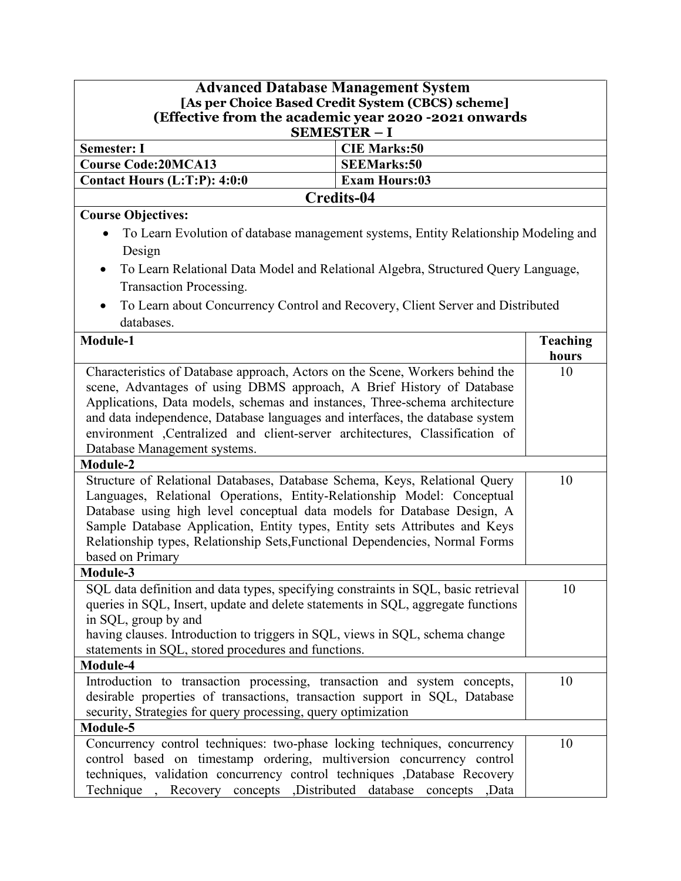# Advanced Database Management System

**[As per Choice Based Credit System (CBCS) scheme]**

**(Effective from the academic year 2020 -2021 onwards**

**SEMESTER – I**

| | |
|---|---|
| **Semester: I** | **CIE Marks:50** |
| **Course Code:20MCA13** | **SEEMarks:50** |
| **Contact Hours (L:T:P): 4:0:0** | **Exam Hours:03** |

**Credits-04**

**Course Objectives:**

- To Learn Evolution of database management systems, Entity Relationship Modeling and Design
- To Learn Relational Data Model and Relational Algebra, Structured Query Language, Transaction Processing.
- To Learn about Concurrency Control and Recovery, Client Server and Distributed databases.

| **Module-1** | **Teaching hours** |
|---|---|
| Characteristics of Database approach, Actors on the Scene, Workers behind the scene, Advantages of using DBMS approach, A Brief History of Database Applications, Data models, schemas and instances, Three-schema architecture and data independence, Database languages and interfaces, the database system environment ,Centralized and client-server architectures, Classification of Database Management systems. | 10 |
| **Module-2** | |
| Structure of Relational Databases, Database Schema, Keys, Relational Query Languages, Relational Operations, Entity-Relationship Model: Conceptual Database using high level conceptual data models for Database Design, A Sample Database Application, Entity types, Entity sets Attributes and Keys Relationship types, Relationship Sets,Functional Dependencies, Normal Forms based on Primary | 10 |
| **Module-3** | |
| SQL data definition and data types, specifying constraints in SQL, basic retrieval queries in SQL, Insert, update and delete statements in SQL, aggregate functions in SQL, group by and having clauses. Introduction to triggers in SQL, views in SQL, schema change statements in SQL, stored procedures and functions. | 10 |
| **Module-4** | |
| Introduction to transaction processing, transaction and system concepts, desirable properties of transactions, transaction support in SQL, Database security, Strategies for query processing, query optimization | 10 |
| **Module-5** | |
| Concurrency control techniques: two-phase locking techniques, concurrency control based on timestamp ordering, multiversion concurrency control techniques, validation concurrency control techniques ,Database Recovery Technique , Recovery concepts ,Distributed database concepts ,Data | 10 |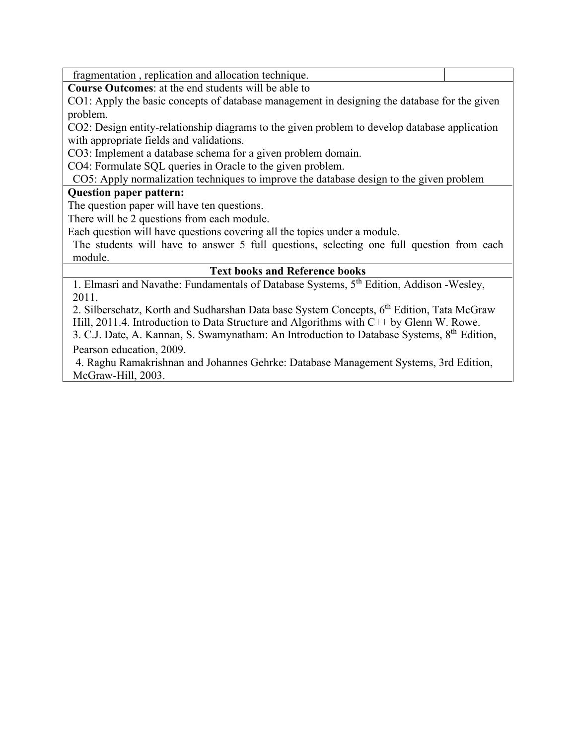| fragmentation , replication and allocation technique. | |
|---|---|

**Course Outcomes**: at the end students will be able to

CO1: Apply the basic concepts of database management in designing the database for the given problem.

CO2: Design entity-relationship diagrams to the given problem to develop database application with appropriate fields and validations.

CO3: Implement a database schema for a given problem domain.

CO4: Formulate SQL queries in Oracle to the given problem.

CO5: Apply normalization techniques to improve the database design to the given problem

**Question paper pattern:**

The question paper will have ten questions.

There will be 2 questions from each module.

Each question will have questions covering all the topics under a module.

The students will have to answer 5 full questions, selecting one full question from each module.

**Text books and Reference books**

1. Elmasri and Navathe: Fundamentals of Database Systems, 5th Edition, Addison -Wesley, 2011.
2. Silberschatz, Korth and Sudharshan Data base System Concepts, 6th Edition, Tata McGraw Hill, 2011.4. Introduction to Data Structure and Algorithms with C++ by Glenn W. Rowe.
3. C.J. Date, A. Kannan, S. Swamynatham: An Introduction to Database Systems, 8th Edition, Pearson education, 2009.
4. Raghu Ramakrishnan and Johannes Gehrke: Database Management Systems, 3rd Edition, McGraw-Hill, 2003.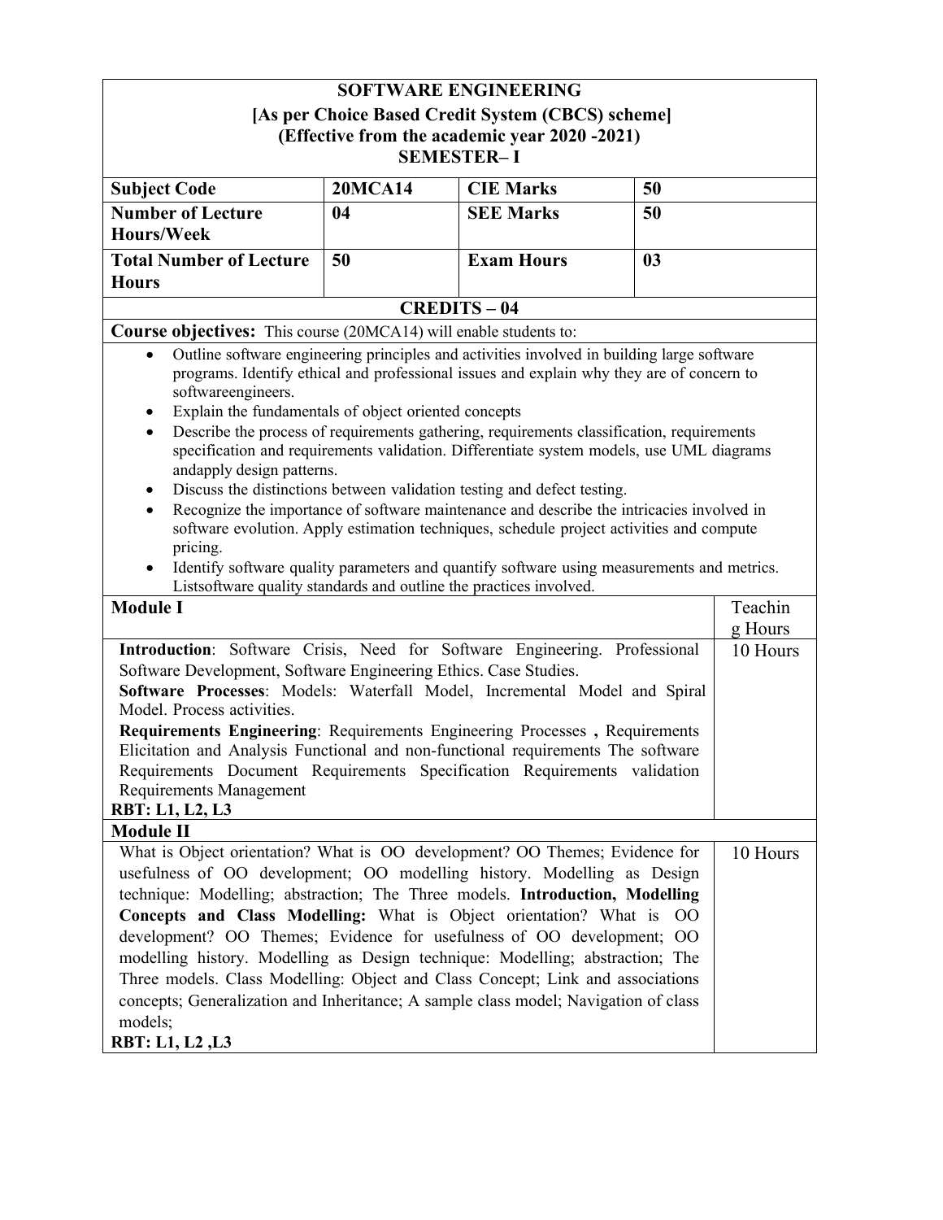**SOFTWARE ENGINEERING**
**[As per Choice Based Credit System (CBCS) scheme]**
**(Effective from the academic year 2020 -2021)**
**SEMESTER– I**

| Subject Code | 20MCA14 | CIE Marks | 50 |
|---|---|---|---|
| Number of Lecture Hours/Week | 04 | SEE Marks | 50 |
| Total Number of Lecture Hours | 50 | Exam Hours | 03 |

**CREDITS – 04**

**Course objectives:** This course (20MCA14) will enable students to:

- Outline software engineering principles and activities involved in building large software programs. Identify ethical and professional issues and explain why they are of concern to softwareengineers.
- Explain the fundamentals of object oriented concepts
- Describe the process of requirements gathering, requirements classification, requirements specification and requirements validation. Differentiate system models, use UML diagrams andapply design patterns.
- Discuss the distinctions between validation testing and defect testing.
- Recognize the importance of software maintenance and describe the intricacies involved in software evolution. Apply estimation techniques, schedule project activities and compute pricing.
- Identify software quality parameters and quantify software using measurements and metrics. Listsoftware quality standards and outline the practices involved.

| Module I | Teaching Hours |
|---|---|
| **Introduction**: Software Crisis, Need for Software Engineering. Professional Software Development, Software Engineering Ethics. Case Studies. **Software Processes**: Models: Waterfall Model, Incremental Model and Spiral Model. Process activities. **Requirements Engineering**: Requirements Engineering Processes **,** Requirements Elicitation and Analysis Functional and non-functional requirements The software Requirements Document Requirements Specification Requirements validation Requirements Management<br>**RBT: L1, L2, L3** | 10 Hours |
| **Module II** | |
| What is Object orientation? What is OO development? OO Themes; Evidence for usefulness of OO development; OO modelling history. Modelling as Design technique: Modelling; abstraction; The Three models. **Introduction, Modelling Concepts and Class Modelling:** What is Object orientation? What is OO development? OO Themes; Evidence for usefulness of OO development; OO modelling history. Modelling as Design technique: Modelling; abstraction; The Three models. Class Modelling: Object and Class Concept; Link and associations concepts; Generalization and Inheritance; A sample class model; Navigation of class models;<br>**RBT: L1, L2 ,L3** | 10 Hours |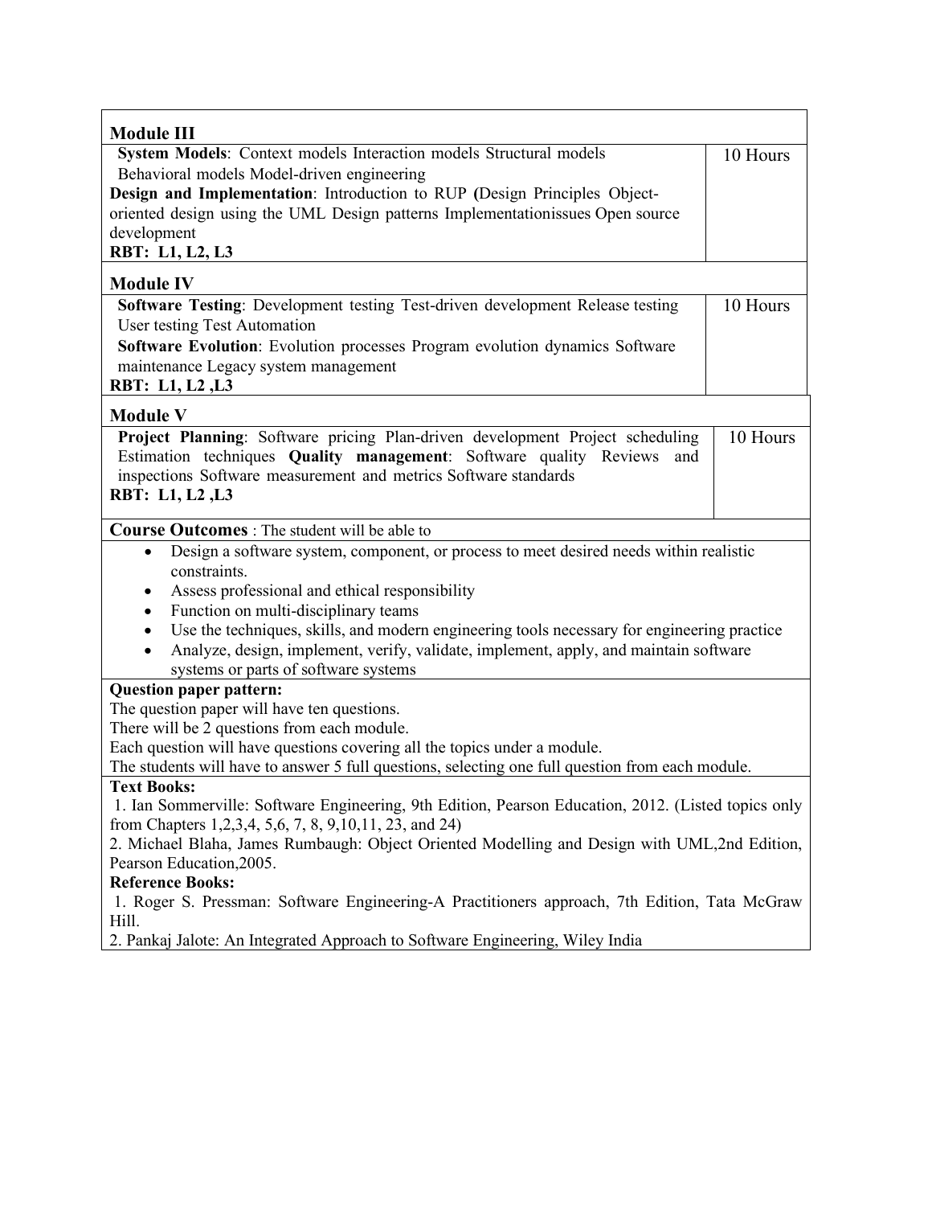| Module III | |
|---|---|
| **System Models**: Context models Interaction models Structural models Behavioral models Model-driven engineering<br>**Design and Implementation**: Introduction to RUP **(**Design Principles Object-oriented design using the UML Design patterns Implementationissues Open source development<br>**RBT: L1, L2, L3** | 10 Hours |

| Module IV | |
|---|---|
| **Software Testing**: Development testing Test-driven development Release testing User testing Test Automation<br>**Software Evolution**: Evolution processes Program evolution dynamics Software maintenance Legacy system management<br>**RBT: L1, L2 ,L3** | 10 Hours |

| Module V | |
|---|---|
| **Project Planning**: Software pricing Plan-driven development Project scheduling Estimation techniques **Quality management**: Software quality Reviews and inspections Software measurement and metrics Software standards<br>**RBT: L1, L2 ,L3** | 10 Hours |

**Course Outcomes** : The student will be able to

- Design a software system, component, or process to meet desired needs within realistic constraints.
- Assess professional and ethical responsibility
- Function on multi-disciplinary teams
- Use the techniques, skills, and modern engineering tools necessary for engineering practice
- Analyze, design, implement, verify, validate, implement, apply, and maintain software systems or parts of software systems

**Question paper pattern:**

The question paper will have ten questions.
There will be 2 questions from each module.
Each question will have questions covering all the topics under a module.
The students will have to answer 5 full questions, selecting one full question from each module.

**Text Books:**

1. Ian Sommerville: Software Engineering, 9th Edition, Pearson Education, 2012. (Listed topics only from Chapters 1,2,3,4, 5,6, 7, 8, 9,10,11, 23, and 24)
2. Michael Blaha, James Rumbaugh: Object Oriented Modelling and Design with UML,2nd Edition, Pearson Education,2005.

**Reference Books:**

1. Roger S. Pressman: Software Engineering-A Practitioners approach, 7th Edition, Tata McGraw Hill.
2. Pankaj Jalote: An Integrated Approach to Software Engineering, Wiley India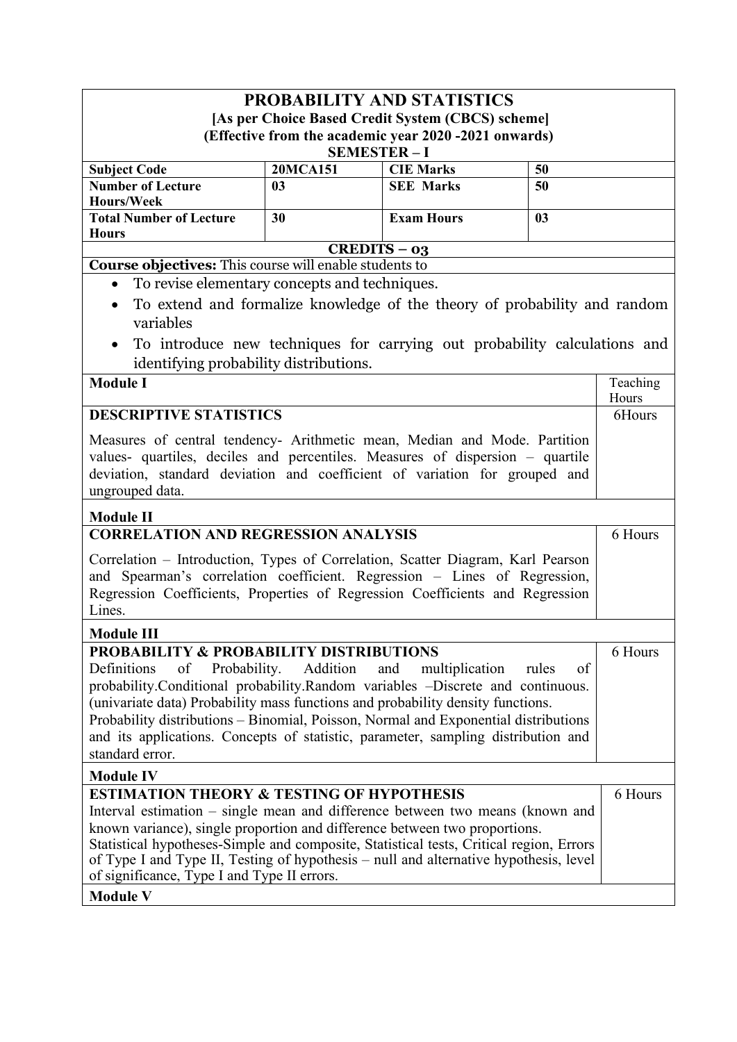# PROBABILITY AND STATISTICS

**[As per Choice Based Credit System (CBCS) scheme]**
**(Effective from the academic year 2020 -2021 onwards)**
**SEMESTER – I**

| | | | |
|---|---|---|---|
| **Subject Code** | **20MCA151** | **CIE Marks** | **50** |
| **Number of Lecture Hours/Week** | **03** | **SEE Marks** | **50** |
| **Total Number of Lecture Hours** | **30** | **Exam Hours** | **03** |

**CREDITS – 03**

**Course objectives:** This course will enable students to

- To revise elementary concepts and techniques.
- To extend and formalize knowledge of the theory of probability and random variables
- To introduce new techniques for carrying out probability calculations and identifying probability distributions.

| Module I | Teaching Hours |
|---|---|
| **DESCRIPTIVE STATISTICS**<br>Measures of central tendency- Arithmetic mean, Median and Mode. Partition values- quartiles, deciles and percentiles. Measures of dispersion – quartile deviation, standard deviation and coefficient of variation for grouped and ungrouped data. | 6Hours |
| **Module II** | |
| **CORRELATION AND REGRESSION ANALYSIS**<br>Correlation – Introduction, Types of Correlation, Scatter Diagram, Karl Pearson and Spearman's correlation coefficient. Regression – Lines of Regression, Regression Coefficients, Properties of Regression Coefficients and Regression Lines. | 6 Hours |
| **Module III** | |
| **PROBABILITY & PROBABILITY DISTRIBUTIONS**<br>Definitions of Probability. Addition and multiplication rules of probability.Conditional probability.Random variables –Discrete and continuous. (univariate data) Probability mass functions and probability density functions. Probability distributions – Binomial, Poisson, Normal and Exponential distributions and its applications. Concepts of statistic, parameter, sampling distribution and standard error. | 6 Hours |
| **Module IV** | |
| **ESTIMATION THEORY & TESTING OF HYPOTHESIS**<br>Interval estimation – single mean and difference between two means (known and known variance), single proportion and difference between two proportions. Statistical hypotheses-Simple and composite, Statistical tests, Critical region, Errors of Type I and Type II, Testing of hypothesis – null and alternative hypothesis, level of significance, Type I and Type II errors. | 6 Hours |
| **Module V** | |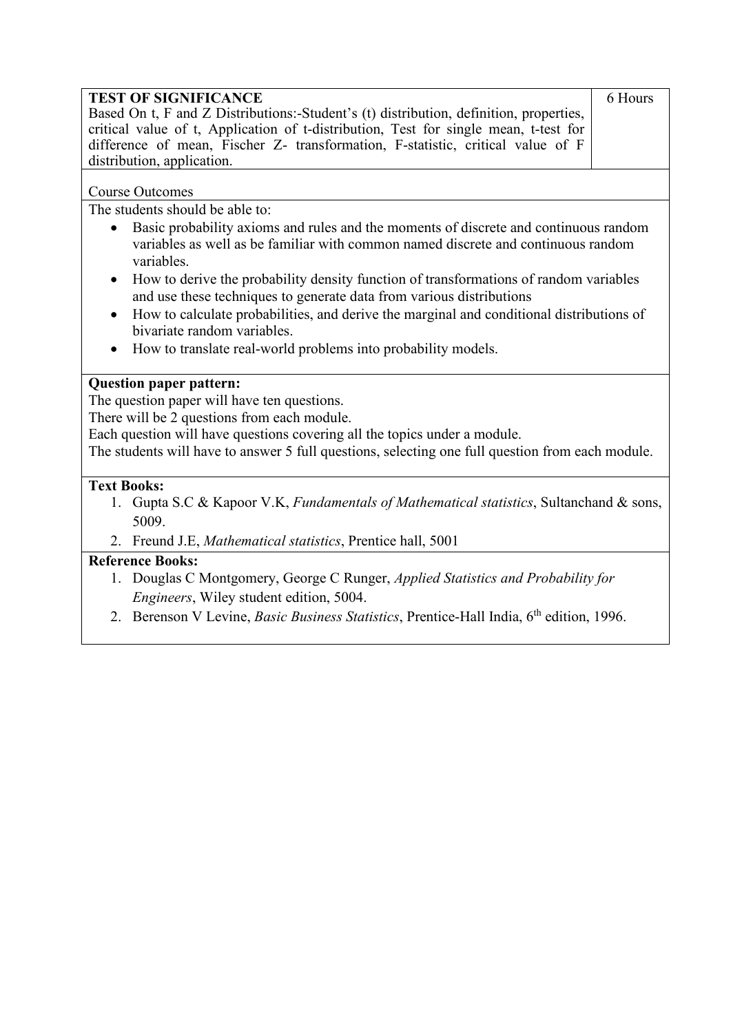| TEST OF SIGNIFICANCE<br>Based On t, F and Z Distributions:-Student's (t) distribution, definition, properties, critical value of t, Application of t-distribution, Test for single mean, t-test for difference of mean, Fischer Z- transformation, F-statistic, critical value of F distribution, application. | 6 Hours |
| --- | --- |

Course Outcomes

The students should be able to:

- Basic probability axioms and rules and the moments of discrete and continuous random variables as well as be familiar with common named discrete and continuous random variables.
- How to derive the probability density function of transformations of random variables and use these techniques to generate data from various distributions
- How to calculate probabilities, and derive the marginal and conditional distributions of bivariate random variables.
- How to translate real-world problems into probability models.

**Question paper pattern:**

The question paper will have ten questions.
There will be 2 questions from each module.
Each question will have questions covering all the topics under a module.
The students will have to answer 5 full questions, selecting one full question from each module.

**Text Books:**

1. Gupta S.C & Kapoor V.K, *Fundamentals of Mathematical statistics*, Sultanchand & sons, 5009.
2. Freund J.E, *Mathematical statistics*, Prentice hall, 5001

**Reference Books:**

1. Douglas C Montgomery, George C Runger, *Applied Statistics and Probability for Engineers*, Wiley student edition, 5004.
2. Berenson V Levine, *Basic Business Statistics*, Prentice-Hall India, 6th edition, 1996.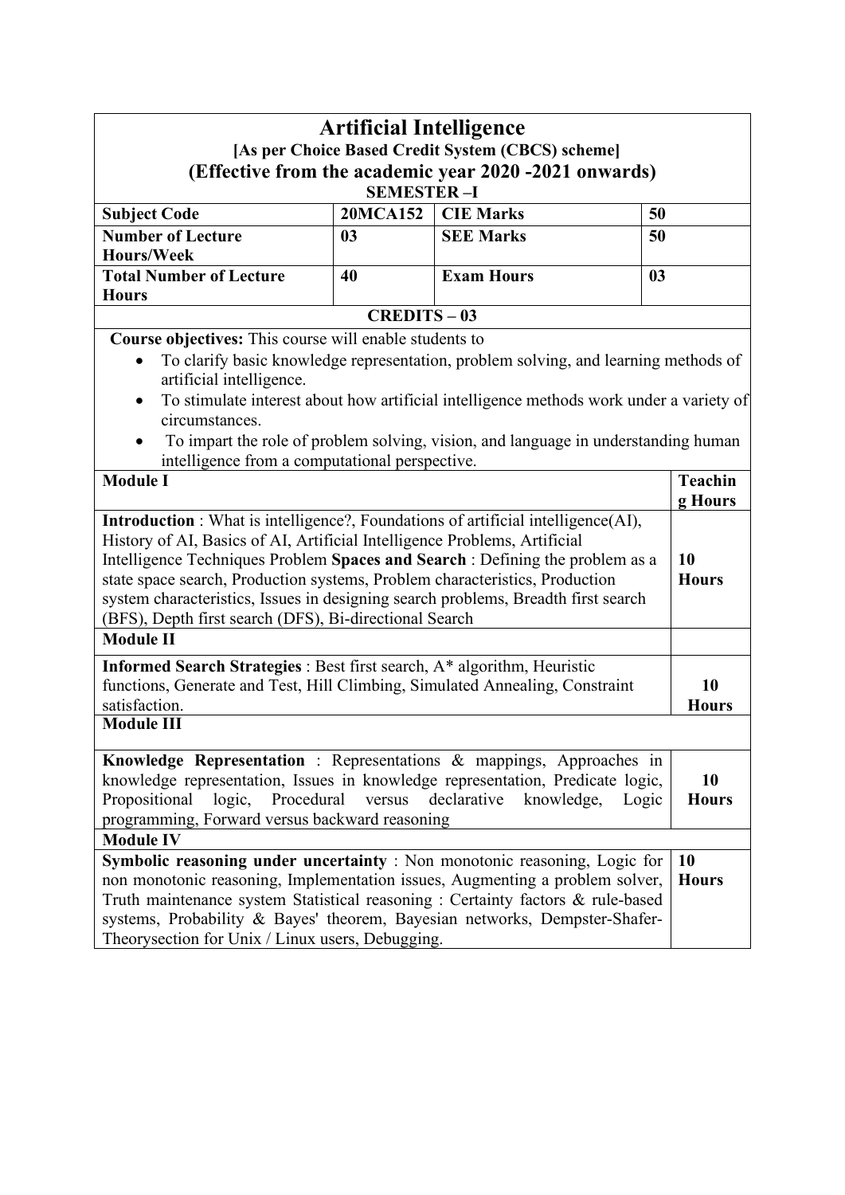# Artificial Intelligence

**[As per Choice Based Credit System (CBCS) scheme]**

**(Effective from the academic year 2020 -2021 onwards)**

**SEMESTER –I**

| | | | |
|---|---|---|---|
| **Subject Code** | **20MCA152** | **CIE Marks** | **50** |
| **Number of Lecture Hours/Week** | **03** | **SEE Marks** | **50** |
| **Total Number of Lecture Hours** | **40** | **Exam Hours** | **03** |

**CREDITS – 03**

**Course objectives:** This course will enable students to

- To clarify basic knowledge representation, problem solving, and learning methods of artificial intelligence.
- To stimulate interest about how artificial intelligence methods work under a variety of circumstances.
- To impart the role of problem solving, vision, and language in understanding human intelligence from a computational perspective.

| Module I | Teaching Hours |
|---|---|
| **Introduction** : What is intelligence?, Foundations of artificial intelligence(AI), History of AI, Basics of AI, Artificial Intelligence Problems, Artificial Intelligence Techniques Problem **Spaces and Search** : Defining the problem as a state space search, Production systems, Problem characteristics, Production system characteristics, Issues in designing search problems, Breadth first search (BFS), Depth first search (DFS), Bi-directional Search | **10 Hours** |
| **Module II** | |
| **Informed Search Strategies** : Best first search, A* algorithm, Heuristic functions, Generate and Test, Hill Climbing, Simulated Annealing, Constraint satisfaction. | **10 Hours** |
| **Module III** | |
| **Knowledge Representation** : Representations & mappings, Approaches in knowledge representation, Issues in knowledge representation, Predicate logic, Propositional logic, Procedural versus declarative knowledge, Logic programming, Forward versus backward reasoning | **10 Hours** |
| **Module IV** | |
| **Symbolic reasoning under uncertainty** : Non monotonic reasoning, Logic for non monotonic reasoning, Implementation issues, Augmenting a problem solver, Truth maintenance system Statistical reasoning : Certainty factors & rule-based systems, Probability & Bayes' theorem, Bayesian networks, Dempster-Shafer-Theorysection for Unix / Linux users, Debugging. | **10 Hours** |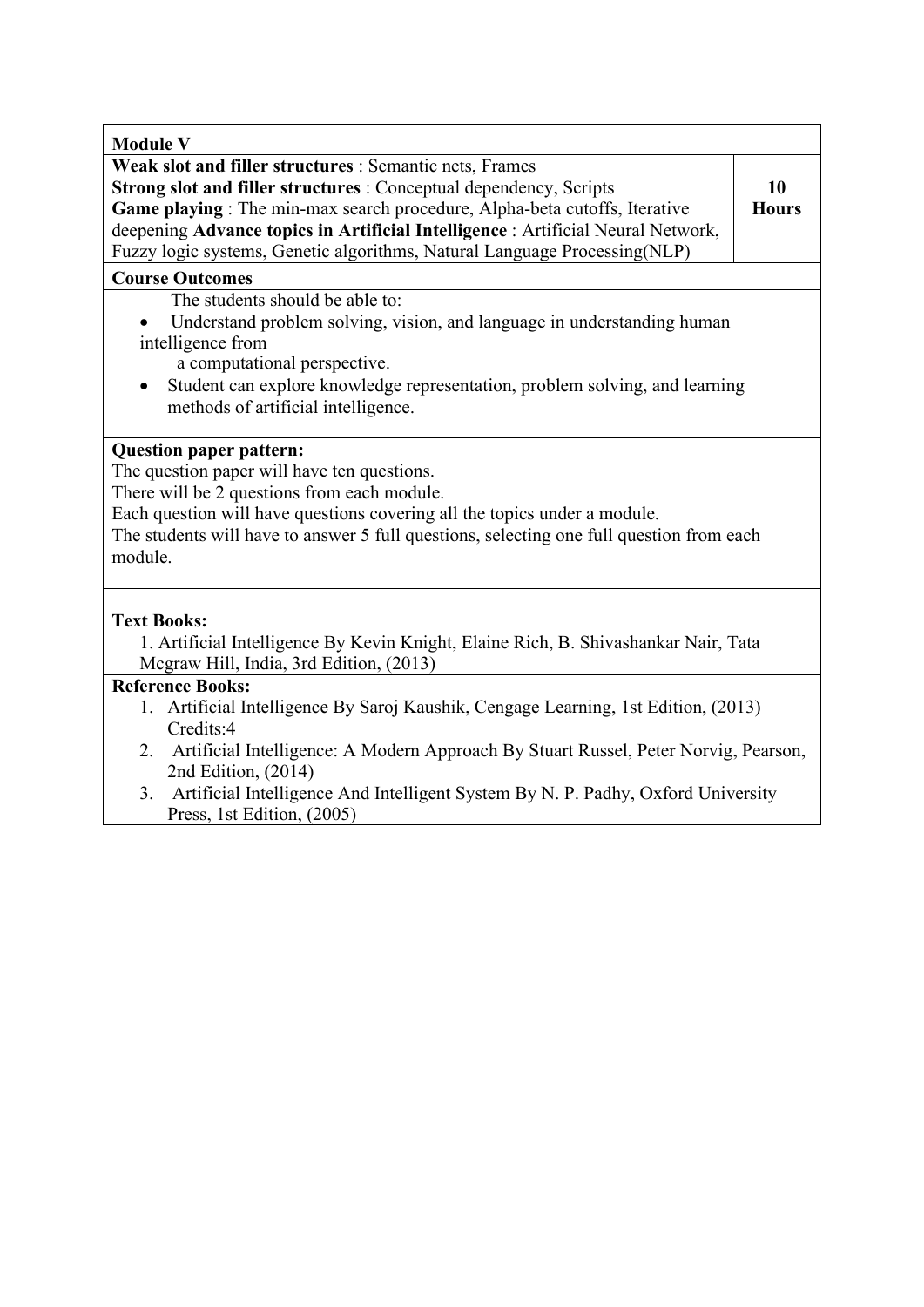| **Module V** | |
|---|---|
| **Weak slot and filler structures** : Semantic nets, Frames<br>**Strong slot and filler structures** : Conceptual dependency, Scripts<br>**Game playing** : The min-max search procedure, Alpha-beta cutoffs, Iterative deepening **Advance topics in Artificial Intelligence** : Artificial Neural Network, Fuzzy logic systems, Genetic algorithms, Natural Language Processing(NLP) | **10 Hours** |

**Course Outcomes**

The students should be able to:

- Understand problem solving, vision, and language in understanding human intelligence from a computational perspective.
- Student can explore knowledge representation, problem solving, and learning methods of artificial intelligence.

**Question paper pattern:**

The question paper will have ten questions.
There will be 2 questions from each module.
Each question will have questions covering all the topics under a module.
The students will have to answer 5 full questions, selecting one full question from each module.

**Text Books:**

1. Artificial Intelligence By Kevin Knight, Elaine Rich, B. Shivashankar Nair, Tata Mcgraw Hill, India, 3rd Edition, (2013)

**Reference Books:**

1. Artificial Intelligence By Saroj Kaushik, Cengage Learning, 1st Edition, (2013) Credits:4
2. Artificial Intelligence: A Modern Approach By Stuart Russel, Peter Norvig, Pearson, 2nd Edition, (2014)
3. Artificial Intelligence And Intelligent System By N. P. Padhy, Oxford University Press, 1st Edition, (2005)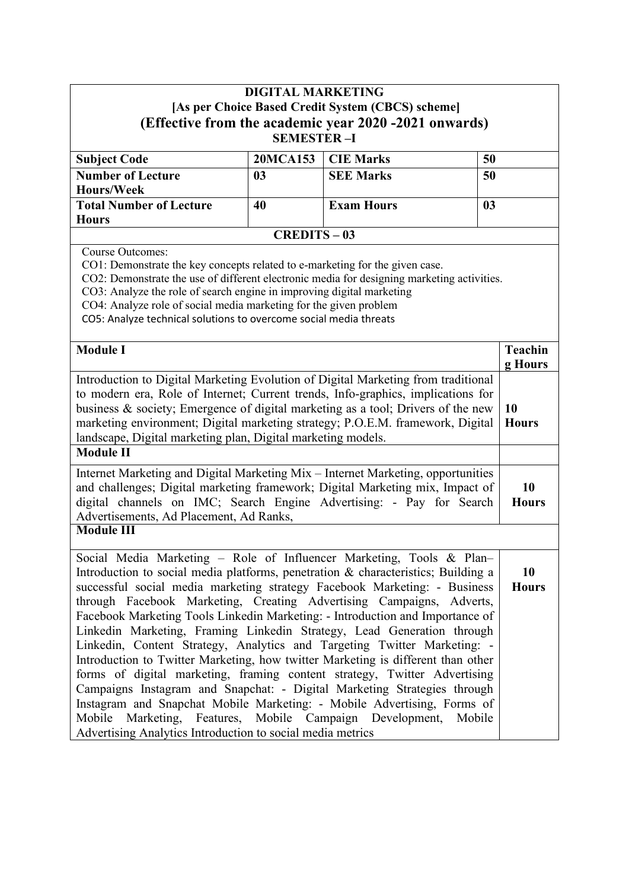**DIGITAL MARKETING**
**[As per Choice Based Credit System (CBCS) scheme]**
**(Effective from the academic year 2020 -2021 onwards)**
**SEMESTER –I**

| | | | |
|---|---|---|---|
| **Subject Code** | **20MCA153** | **CIE Marks** | **50** |
| **Number of Lecture Hours/Week** | **03** | **SEE Marks** | **50** |
| **Total Number of Lecture Hours** | **40** | **Exam Hours** | **03** |

**CREDITS – 03**

Course Outcomes:

CO1: Demonstrate the key concepts related to e-marketing for the given case.
CO2: Demonstrate the use of different electronic media for designing marketing activities.
CO3: Analyze the role of search engine in improving digital marketing
CO4: Analyze role of social media marketing for the given problem
CO5: Analyze technical solutions to overcome social media threats

| **Module I** | **Teaching Hours** |
|---|---|
| Introduction to Digital Marketing Evolution of Digital Marketing from traditional to modern era, Role of Internet; Current trends, Info-graphics, implications for business & society; Emergence of digital marketing as a tool; Drivers of the new marketing environment; Digital marketing strategy; P.O.E.M. framework, Digital landscape, Digital marketing plan, Digital marketing models. | **10 Hours** |
| **Module II** | |
| Internet Marketing and Digital Marketing Mix – Internet Marketing, opportunities and challenges; Digital marketing framework; Digital Marketing mix, Impact of digital channels on IMC; Search Engine Advertising: - Pay for Search Advertisements, Ad Placement, Ad Ranks, | **10 Hours** |
| **Module III** | |
| Social Media Marketing – Role of Influencer Marketing, Tools & Plan– Introduction to social media platforms, penetration & characteristics; Building a successful social media marketing strategy Facebook Marketing: - Business through Facebook Marketing, Creating Advertising Campaigns, Adverts, Facebook Marketing Tools Linkedin Marketing: - Introduction and Importance of Linkedin Marketing, Framing Linkedin Strategy, Lead Generation through Linkedin, Content Strategy, Analytics and Targeting Twitter Marketing: - Introduction to Twitter Marketing, how twitter Marketing is different than other forms of digital marketing, framing content strategy, Twitter Advertising Campaigns Instagram and Snapchat: - Digital Marketing Strategies through Instagram and Snapchat Mobile Marketing: - Mobile Advertising, Forms of Mobile Marketing, Features, Mobile Campaign Development, Mobile Advertising Analytics Introduction to social media metrics | **10 Hours** |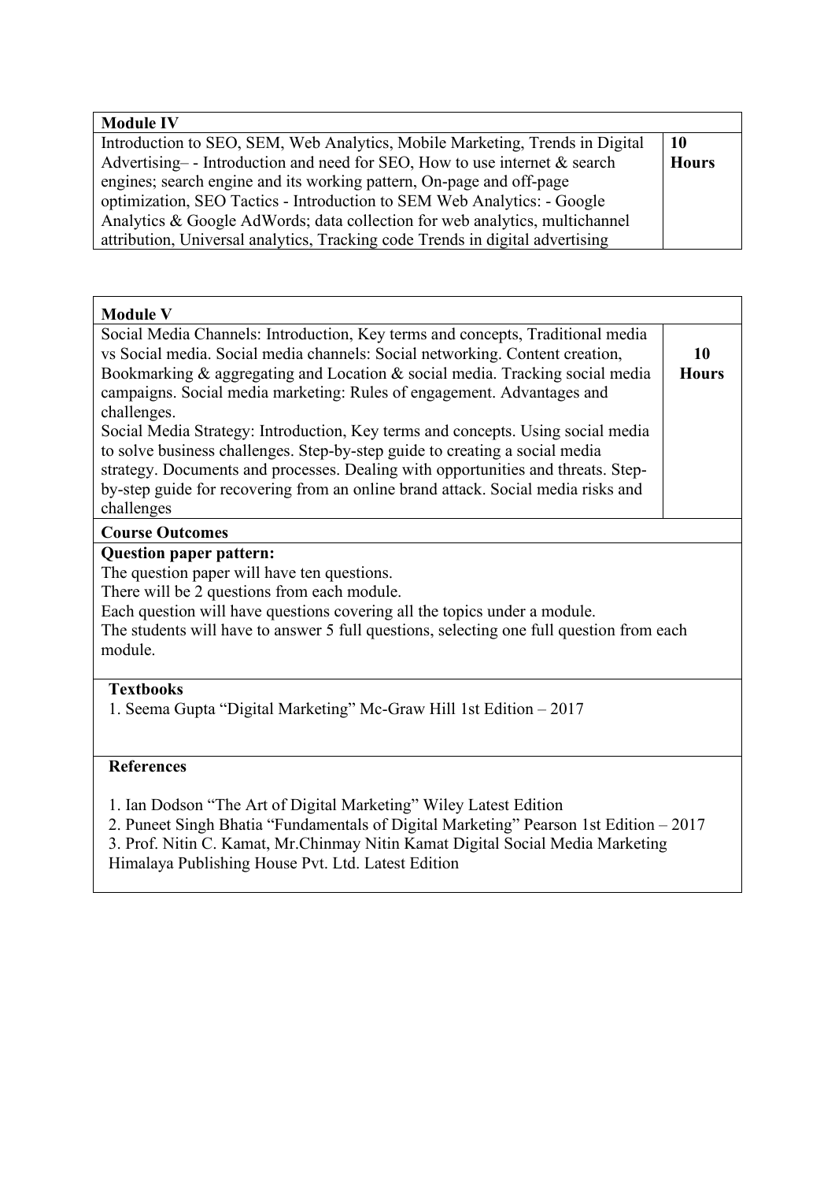| Module IV | |
|---|---|
| Introduction to SEO, SEM, Web Analytics, Mobile Marketing, Trends in Digital Advertising– - Introduction and need for SEO, How to use internet & search engines; search engine and its working pattern, On-page and off-page optimization, SEO Tactics - Introduction to SEM Web Analytics: - Google Analytics & Google AdWords; data collection for web analytics, multichannel attribution, Universal analytics, Tracking code Trends in digital advertising | **10 Hours** |

| Module V | |
|---|---|
| Social Media Channels: Introduction, Key terms and concepts, Traditional media vs Social media. Social media channels: Social networking. Content creation, Bookmarking & aggregating and Location & social media. Tracking social media campaigns. Social media marketing: Rules of engagement. Advantages and challenges.<br>Social Media Strategy: Introduction, Key terms and concepts. Using social media to solve business challenges. Step-by-step guide to creating a social media strategy. Documents and processes. Dealing with opportunities and threats. Step-by-step guide for recovering from an online brand attack. Social media risks and challenges | **10 Hours** |
| **Course Outcomes** | |
| **Question paper pattern:**<br>The question paper will have ten questions.<br>There will be 2 questions from each module.<br>Each question will have questions covering all the topics under a module.<br>The students will have to answer 5 full questions, selecting one full question from each module. | |
| **Textbooks**<br>1. Seema Gupta "Digital Marketing" Mc-Graw Hill 1st Edition – 2017 | |
| **References**<br>1. Ian Dodson "The Art of Digital Marketing" Wiley Latest Edition<br>2. Puneet Singh Bhatia "Fundamentals of Digital Marketing" Pearson 1st Edition – 2017<br>3. Prof. Nitin C. Kamat, Mr.Chinmay Nitin Kamat Digital Social Media Marketing Himalaya Publishing House Pvt. Ltd. Latest Edition | |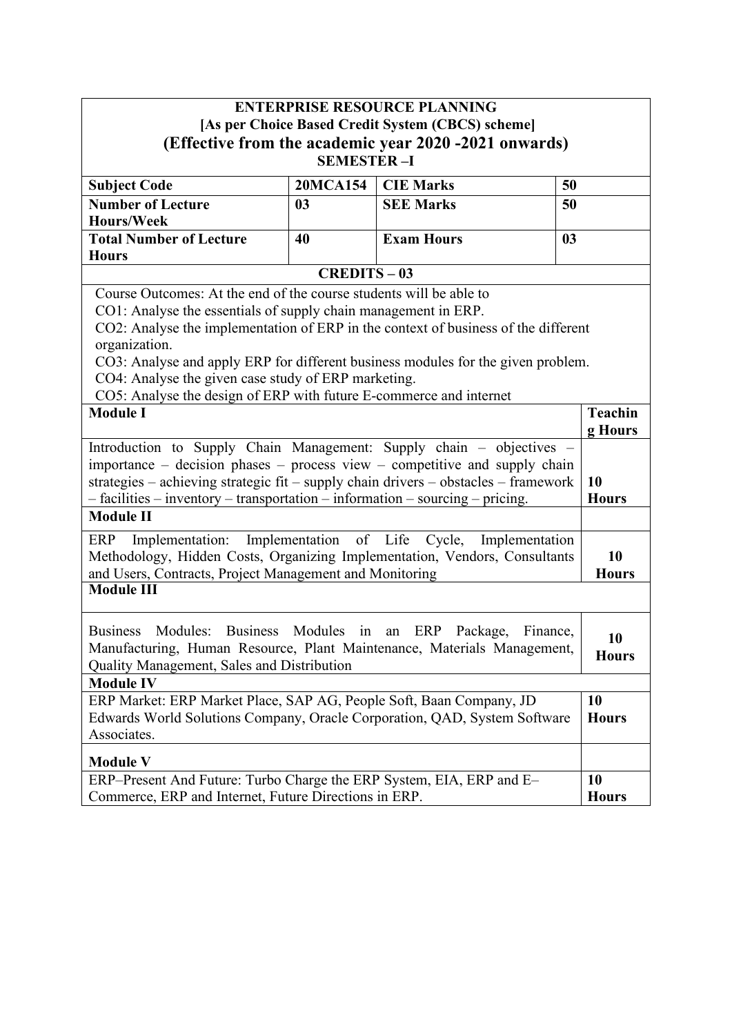**ENTERPRISE RESOURCE PLANNING**
**[As per Choice Based Credit System (CBCS) scheme]**
**(Effective from the academic year 2020 -2021 onwards)**
**SEMESTER –I**

| **Subject Code** | **20MCA154** | **CIE Marks** | **50** |
|---|---|---|---|
| **Number of Lecture Hours/Week** | **03** | **SEE Marks** | **50** |
| **Total Number of Lecture Hours** | **40** | **Exam Hours** | **03** |

**CREDITS – 03**

Course Outcomes: At the end of the course students will be able to

CO1: Analyse the essentials of supply chain management in ERP.

CO2: Analyse the implementation of ERP in the context of business of the different organization.

CO3: Analyse and apply ERP for different business modules for the given problem.

CO4: Analyse the given case study of ERP marketing.

CO5: Analyse the design of ERP with future E-commerce and internet

| **Module I** | **Teaching Hours** |
|---|---|
| Introduction to Supply Chain Management: Supply chain – objectives – importance – decision phases – process view – competitive and supply chain strategies – achieving strategic fit – supply chain drivers – obstacles – framework – facilities – inventory – transportation – information – sourcing – pricing. | **10 Hours** |
| **Module II** | |
| ERP Implementation: Implementation of Life Cycle, Implementation Methodology, Hidden Costs, Organizing Implementation, Vendors, Consultants and Users, Contracts, Project Management and Monitoring | **10 Hours** |
| **Module III** | |
| Business Modules: Business Modules in an ERP Package, Finance, Manufacturing, Human Resource, Plant Maintenance, Materials Management, Quality Management, Sales and Distribution | **10 Hours** |
| **Module IV** | |
| ERP Market: ERP Market Place, SAP AG, People Soft, Baan Company, JD Edwards World Solutions Company, Oracle Corporation, QAD, System Software Associates. | **10 Hours** |
| **Module V** | |
| ERP–Present And Future: Turbo Charge the ERP System, EIA, ERP and E–Commerce, ERP and Internet, Future Directions in ERP. | **10 Hours** |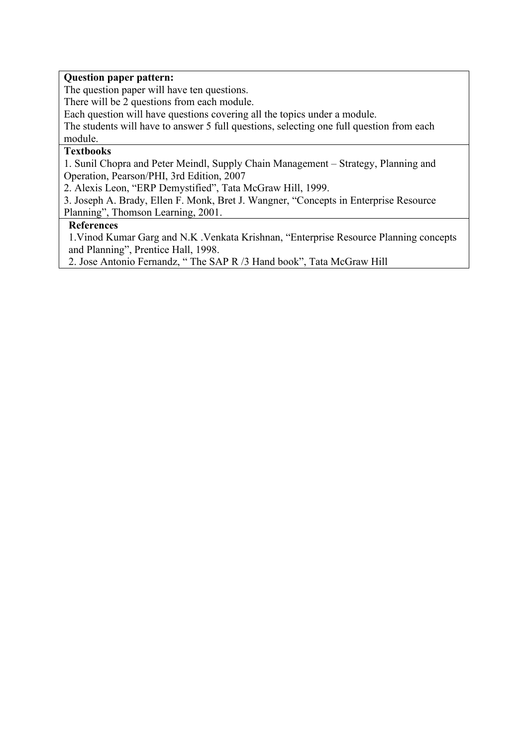**Question paper pattern:**

The question paper will have ten questions.

There will be 2 questions from each module.

Each question will have questions covering all the topics under a module.

The students will have to answer 5 full questions, selecting one full question from each module.

**Textbooks**

1. Sunil Chopra and Peter Meindl, Supply Chain Management – Strategy, Planning and Operation, Pearson/PHI, 3rd Edition, 2007
2. Alexis Leon, "ERP Demystified", Tata McGraw Hill, 1999.
3. Joseph A. Brady, Ellen F. Monk, Bret J. Wangner, "Concepts in Enterprise Resource Planning", Thomson Learning, 2001.

**References**

1. Vinod Kumar Garg and N.K .Venkata Krishnan, "Enterprise Resource Planning concepts and Planning", Prentice Hall, 1998.
2. Jose Antonio Fernandz, " The SAP R /3 Hand book", Tata McGraw Hill